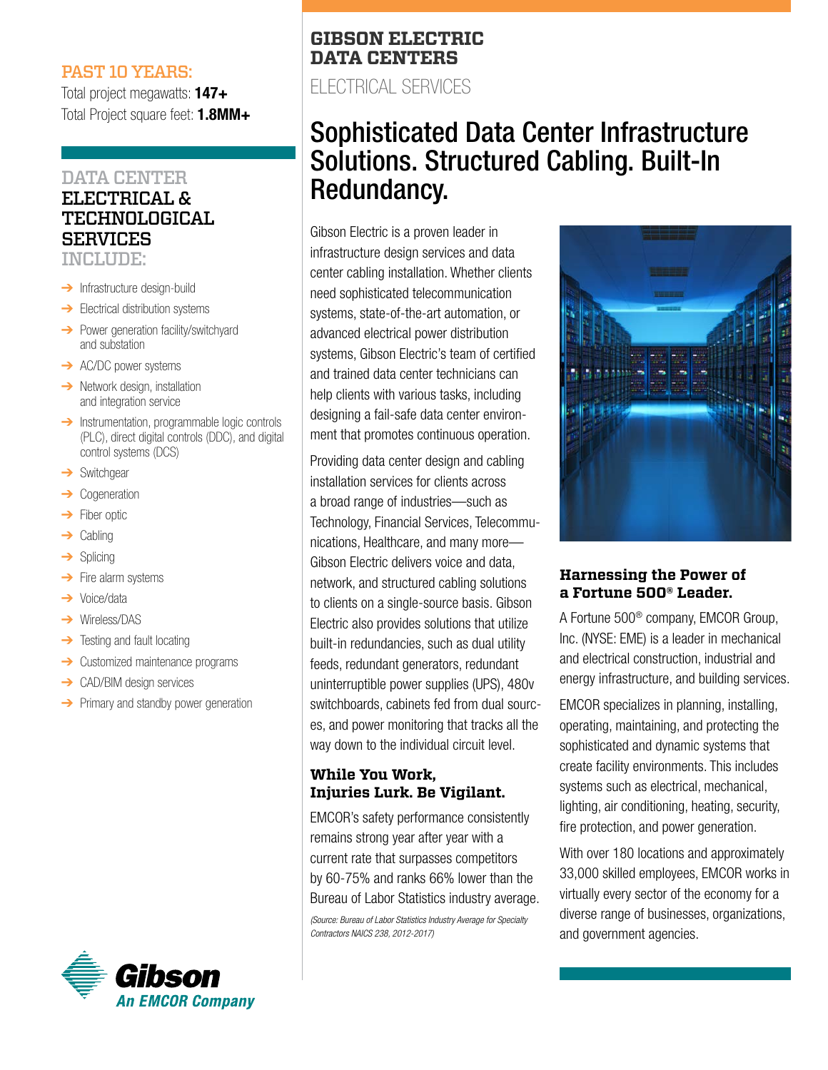# GIBSON ELECTRIC DATA CENTERS

ELECTRICAL SERVICES

## Sophisticated Data Center Infrastructure Solutions. Structured Cabling. Built-In Redundancy.

Gibson Electric is a proven leader in infrastructure design services and data center cabling installation. Whether clients need sophisticated telecommunication systems, state-of-the-art automation, or advanced electrical power distribution systems, Gibson Electric's team of certified and trained data center technicians can help clients with various tasks, including designing a fail-safe data center environment that promotes continuous operation.

Providing data center design and cabling installation services for clients across a broad range of industries—such as Technology, Financial Services, Telecommunications, Healthcare, and many more—Gibson Electric delivers voice and data, network, and structured cabling solutions to clients on a single-source basis. Gibson Electric also provides solutions that utilize built-in redundancies, such as dual utility feeds, redundant generators, redundant uninterruptible power supplies (UPS), 480v switchboards, cabinets fed from dual sources, and power monitoring that tracks all the way down to the individual circuit level.

### While You Work, Injuries Lurk. Be Vigilant.

EMCOR's safety performance consistently remains strong year after year with a current rate that surpasses competitors by 60-75% and ranks 66% lower than the Bureau of Labor Statistics industry average.

*(Source: Bureau of Labor Statistics Industry Average for Specialty Contractors NAICS 238, 2012-2017)*

### Harnessing the Power of a Fortune 500® Leader.

A Fortune 500® company, EMCOR Group, Inc. (NYSE: EME) is a leader in mechanical and electrical construction, industrial and energy infrastructure, and building services.

EMCOR specializes in planning, installing, operating, maintaining, and protecting the sophisticated and dynamic systems that create facility environments. This includes systems such as electrical, mechanical, lighting, air conditioning, heating, security, fire protection, and power generation.

With over 180 locations and approximately 33,000 skilled employees, EMCOR works in virtually every sector of the economy for a diverse range of businesses, organizations, and government agencies.

## PAST 10 YEARS:

Total project megawatts: **147+**

Total Project square feet: **1.8MM+**

## DATA CENTER ELECTRICAL & TECHNOLOGICAL SERVICES INCLUDE:

- Infrastructure design-build
- Electrical distribution systems
- Power generation facility/switchyard and substation
- AC/DC power systems
- Network design, installation and integration service
- Instrumentation, programmable logic controls (PLC), direct digital controls (DDC), and digital control systems (DCS)
- Switchgear
- Cogeneration
- Fiber optic
- Cabling
- Splicing
- Fire alarm systems
- Voice/data
- Wireless/DAS
- Testing and fault locating
- Customized maintenance programs
- CAD/BIM design services
- Primary and standby power generation

Gibson
An EMCOR Company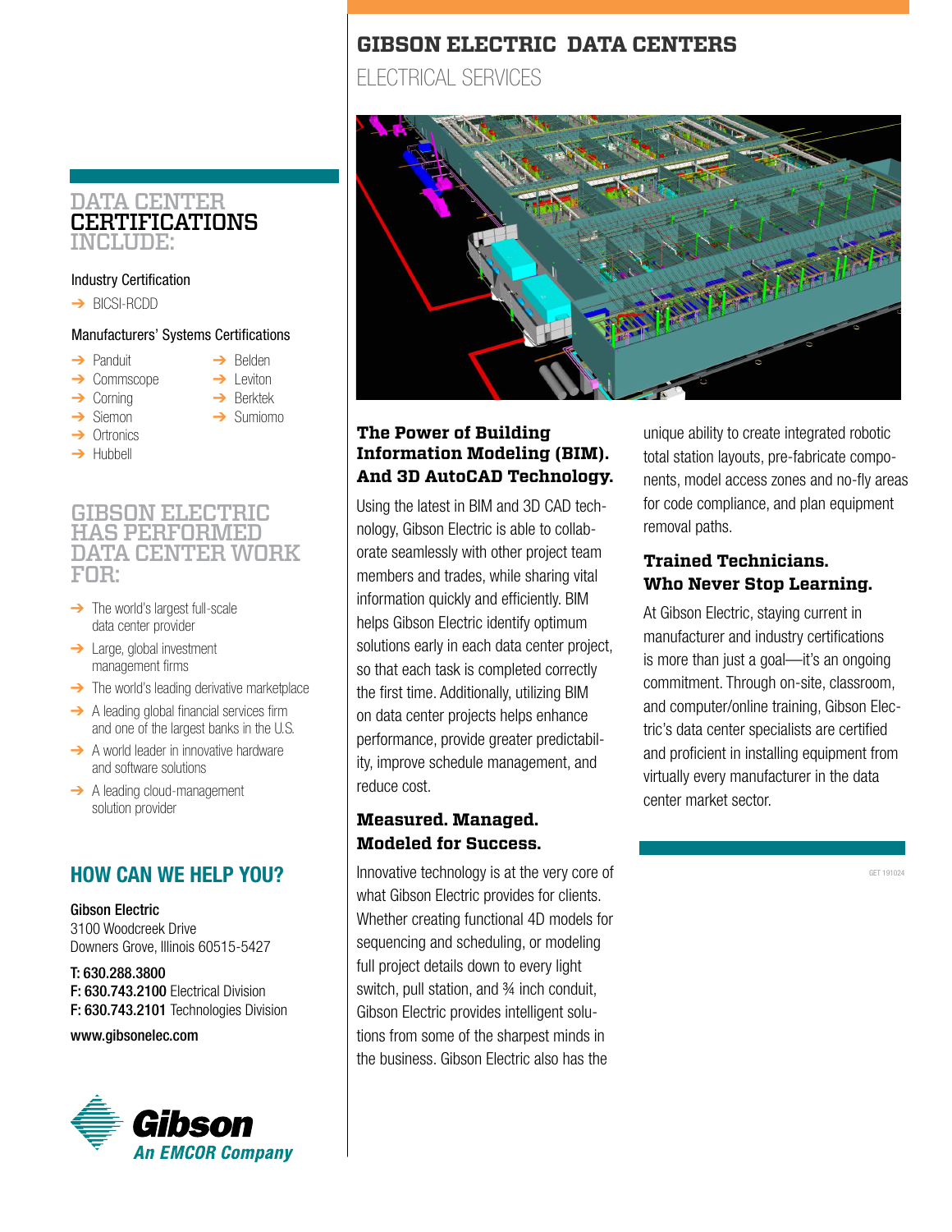# GIBSON ELECTRIC DATA CENTERS

## ELECTRICAL SERVICES

### DATA CENTER CERTIFICATIONS INCLUDE:

**Industry Certification**

- BICSI-RCDD

**Manufacturers' Systems Certifications**

- Panduit
- Commscope
- Corning
- Siemon
- Ortronics
- Hubbell
- Belden
- Leviton
- Berktek
- Sumiomo

### GIBSON ELECTRIC HAS PERFORMED DATA CENTER WORK FOR:

- The world's largest full-scale data center provider
- Large, global investment management firms
- The world's leading derivative marketplace
- A leading global financial services firm and one of the largest banks in the U.S.
- A world leader in innovative hardware and software solutions
- A leading cloud-management solution provider

### HOW CAN WE HELP YOU?

Gibson Electric
3100 Woodcreek Drive
Downers Grove, Illinois 60515-5427

T: 630.288.3800
F: 630.743.2100 Electrical Division
F: 630.743.2101 Technologies Division

www.gibsonelec.com

Gibson
An EMCOR Company

### The Power of Building Information Modeling (BIM). And 3D AutoCAD Technology.

Using the latest in BIM and 3D CAD technology, Gibson Electric is able to collaborate seamlessly with other project team members and trades, while sharing vital information quickly and efficiently. BIM helps Gibson Electric identify optimum solutions early in each data center project, so that each task is completed correctly the first time. Additionally, utilizing BIM on data center projects helps enhance performance, provide greater predictability, improve schedule management, and reduce cost.

### Measured. Managed. Modeled for Success.

Innovative technology is at the very core of what Gibson Electric provides for clients. Whether creating functional 4D models for sequencing and scheduling, or modeling full project details down to every light switch, pull station, and ¾ inch conduit, Gibson Electric provides intelligent solutions from some of the sharpest minds in the business. Gibson Electric also has the unique ability to create integrated robotic total station layouts, pre-fabricate components, model access zones and no-fly areas for code compliance, and plan equipment removal paths.

### Trained Technicians. Who Never Stop Learning.

At Gibson Electric, staying current in manufacturer and industry certifications is more than just a goal—it's an ongoing commitment. Through on-site, classroom, and computer/online training, Gibson Electric's data center specialists are certified and proficient in installing equipment from virtually every manufacturer in the data center market sector.

GET 191024